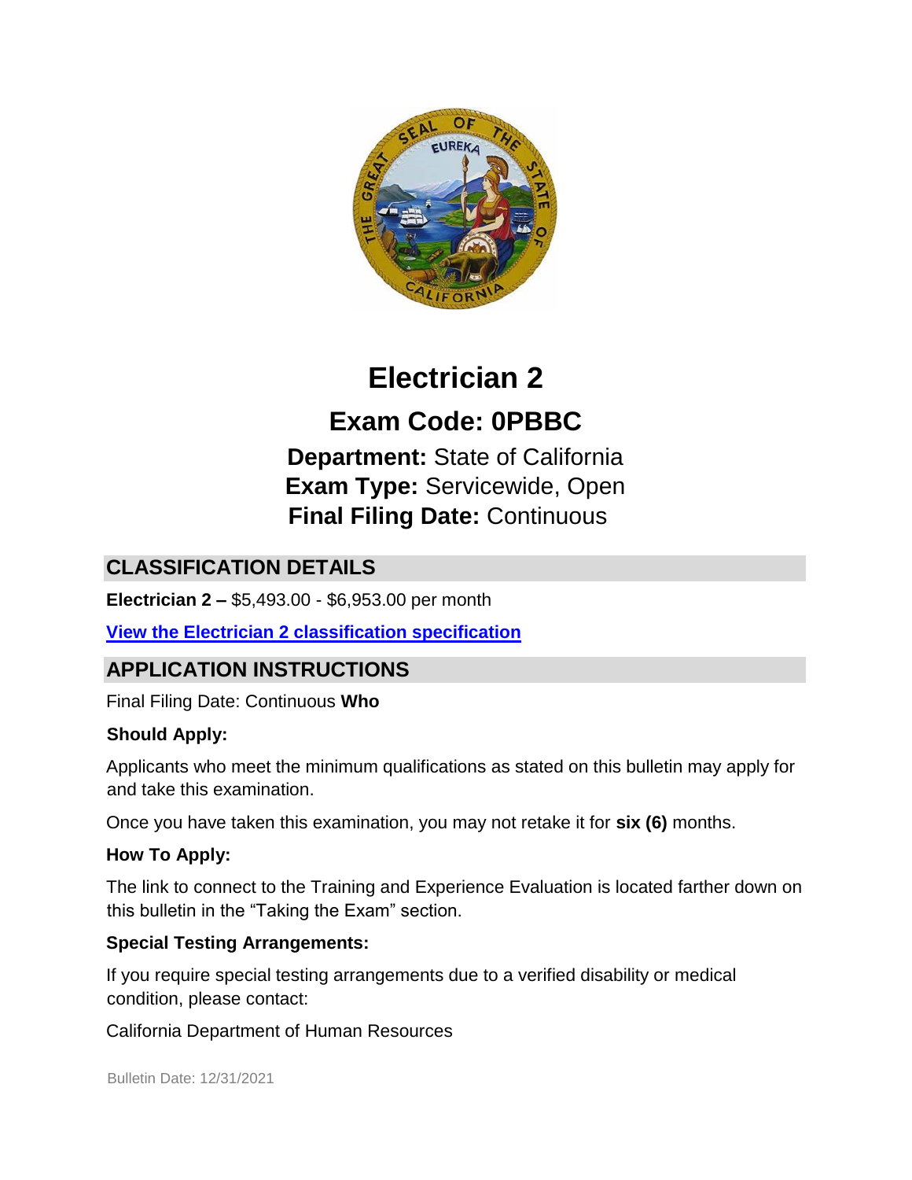# Electrician 2

## Exam Code: 0PBBC

**Department:** State of California
**Exam Type:** Servicewide, Open
**Final Filing Date:** Continuous

## CLASSIFICATION DETAILS

**Electrician 2 –** $5,493.00 - $6,953.00 per month

**[View the Electrician 2 classification specification]()**

## APPLICATION INSTRUCTIONS

Final Filing Date: Continuous

### Who Should Apply:

Applicants who meet the minimum qualifications as stated on this bulletin may apply for and take this examination.

Once you have taken this examination, you may not retake it for **six (6)** months.

### How To Apply:

The link to connect to the Training and Experience Evaluation is located farther down on this bulletin in the "Taking the Exam" section.

### Special Testing Arrangements:

If you require special testing arrangements due to a verified disability or medical condition, please contact:

California Department of Human Resources

Bulletin Date: 12/31/2021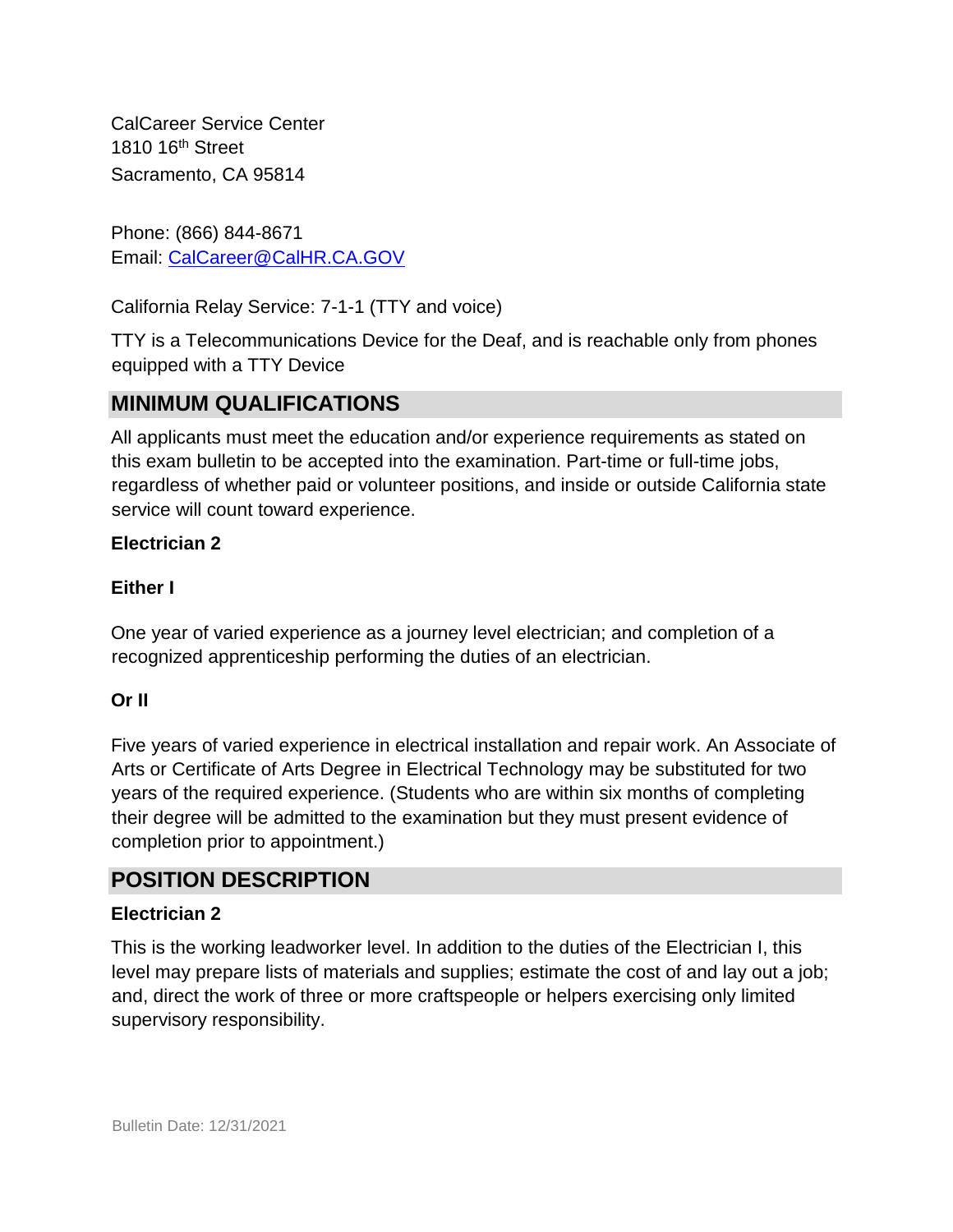CalCareer Service Center
1810 16th Street
Sacramento, CA 95814

Phone: (866) 844-8671
Email: [CalCareer@CalHR.CA.GOV](mailto:CalCareer@CalHR.CA.GOV)

California Relay Service: 7-1-1 (TTY and voice)

TTY is a Telecommunications Device for the Deaf, and is reachable only from phones equipped with a TTY Device

## MINIMUM QUALIFICATIONS

All applicants must meet the education and/or experience requirements as stated on this exam bulletin to be accepted into the examination. Part-time or full-time jobs, regardless of whether paid or volunteer positions, and inside or outside California state service will count toward experience.

**Electrician 2**

**Either I**

One year of varied experience as a journey level electrician; and completion of a recognized apprenticeship performing the duties of an electrician.

**Or II**

Five years of varied experience in electrical installation and repair work. An Associate of Arts or Certificate of Arts Degree in Electrical Technology may be substituted for two years of the required experience. (Students who are within six months of completing their degree will be admitted to the examination but they must present evidence of completion prior to appointment.)

## POSITION DESCRIPTION

**Electrician 2**

This is the working leadworker level. In addition to the duties of the Electrician I, this level may prepare lists of materials and supplies; estimate the cost of and lay out a job; and, direct the work of three or more craftspeople or helpers exercising only limited supervisory responsibility.

Bulletin Date: 12/31/2021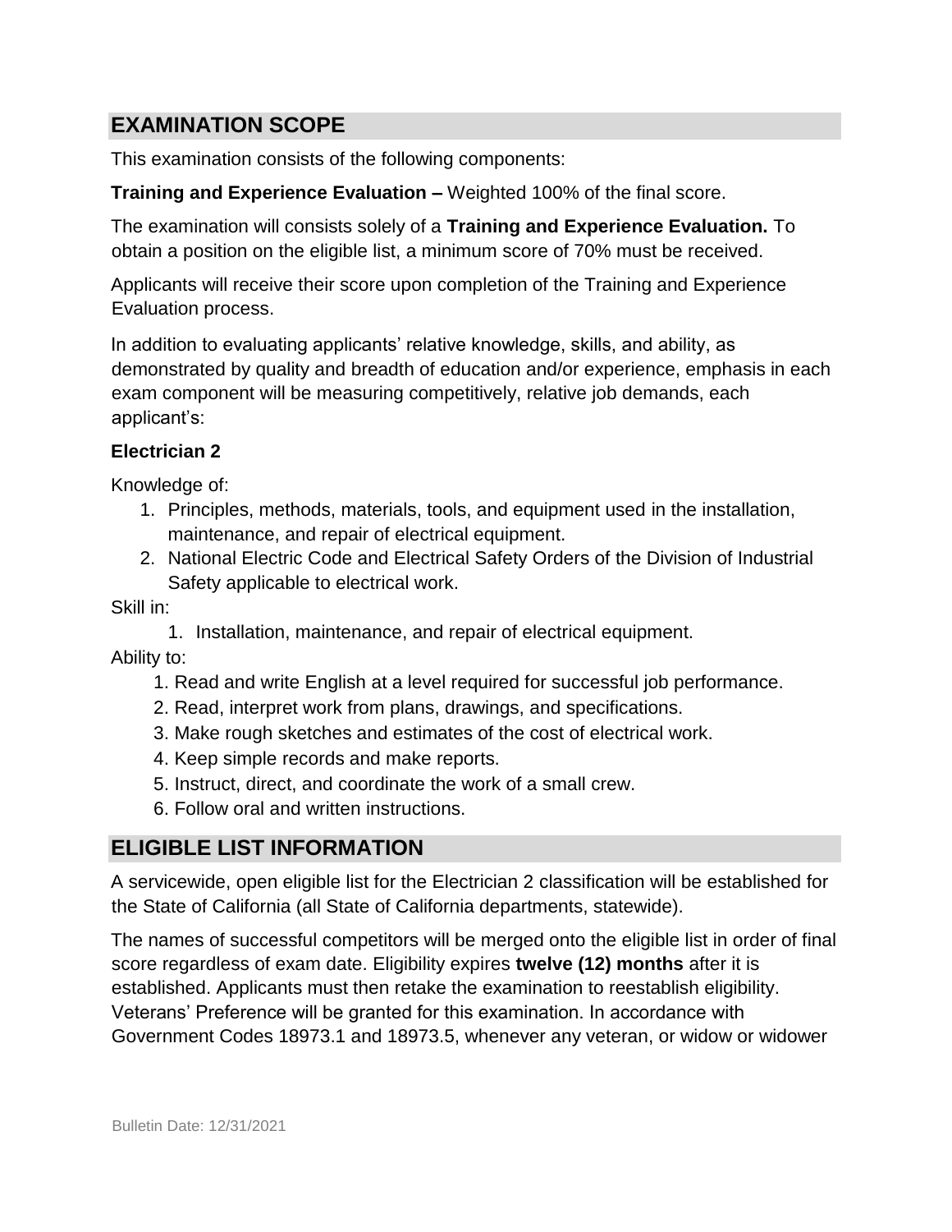## EXAMINATION SCOPE

This examination consists of the following components:

**Training and Experience Evaluation –** Weighted 100% of the final score.

The examination will consists solely of a **Training and Experience Evaluation.** To obtain a position on the eligible list, a minimum score of 70% must be received.

Applicants will receive their score upon completion of the Training and Experience Evaluation process.

In addition to evaluating applicants' relative knowledge, skills, and ability, as demonstrated by quality and breadth of education and/or experience, emphasis in each exam component will be measuring competitively, relative job demands, each applicant's:

**Electrician 2**

Knowledge of:

1. Principles, methods, materials, tools, and equipment used in the installation, maintenance, and repair of electrical equipment.
2. National Electric Code and Electrical Safety Orders of the Division of Industrial Safety applicable to electrical work.

Skill in:

1. Installation, maintenance, and repair of electrical equipment.

Ability to:

1. Read and write English at a level required for successful job performance.
2. Read, interpret work from plans, drawings, and specifications.
3. Make rough sketches and estimates of the cost of electrical work.
4. Keep simple records and make reports.
5. Instruct, direct, and coordinate the work of a small crew.
6. Follow oral and written instructions.

## ELIGIBLE LIST INFORMATION

A servicewide, open eligible list for the Electrician 2 classification will be established for the State of California (all State of California departments, statewide).

The names of successful competitors will be merged onto the eligible list in order of final score regardless of exam date. Eligibility expires **twelve (12) months** after it is established. Applicants must then retake the examination to reestablish eligibility. Veterans' Preference will be granted for this examination. In accordance with Government Codes 18973.1 and 18973.5, whenever any veteran, or widow or widower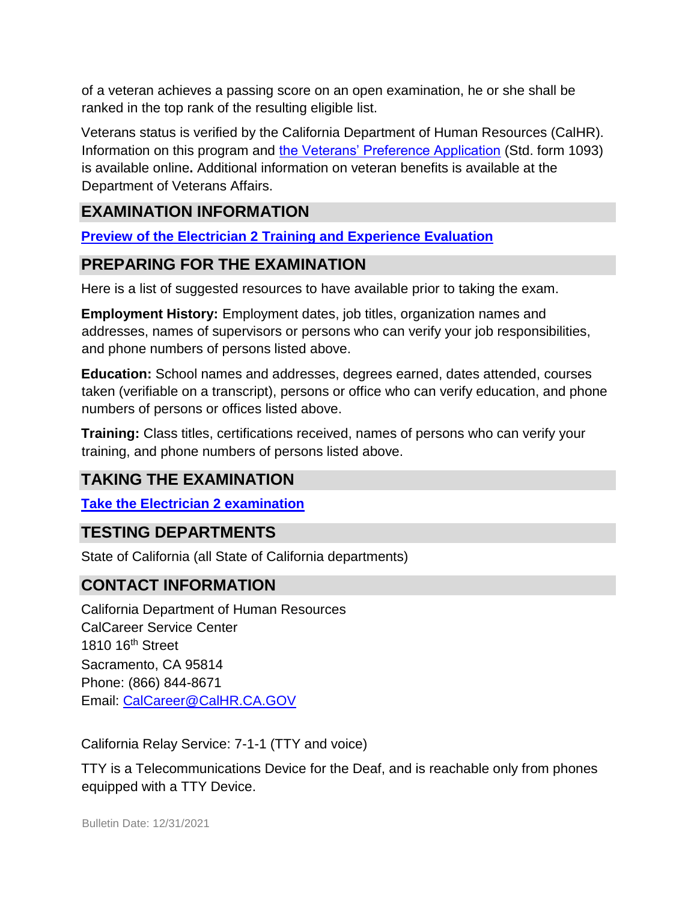of a veteran achieves a passing score on an open examination, he or she shall be ranked in the top rank of the resulting eligible list.

Veterans status is verified by the California Department of Human Resources (CalHR). Information on this program and [the Veterans' Preference Application] (Std. form 1093) is available online**.** Additional information on veteran benefits is available at the Department of Veterans Affairs.

## EXAMINATION INFORMATION

**Preview of the Electrician 2 Training and Experience Evaluation**

## PREPARING FOR THE EXAMINATION

Here is a list of suggested resources to have available prior to taking the exam.

**Employment History:** Employment dates, job titles, organization names and addresses, names of supervisors or persons who can verify your job responsibilities, and phone numbers of persons listed above.

**Education:** School names and addresses, degrees earned, dates attended, courses taken (verifiable on a transcript), persons or office who can verify education, and phone numbers of persons or offices listed above.

**Training:** Class titles, certifications received, names of persons who can verify your training, and phone numbers of persons listed above.

## TAKING THE EXAMINATION

**Take the Electrician 2 examination**

## TESTING DEPARTMENTS

State of California (all State of California departments)

## CONTACT INFORMATION

California Department of Human Resources  
CalCareer Service Center  
1810 16th Street  
Sacramento, CA 95814  
Phone: (866) 844-8671  
Email: CalCareer@CalHR.CA.GOV

California Relay Service: 7-1-1 (TTY and voice)

TTY is a Telecommunications Device for the Deaf, and is reachable only from phones equipped with a TTY Device.

Bulletin Date: 12/31/2021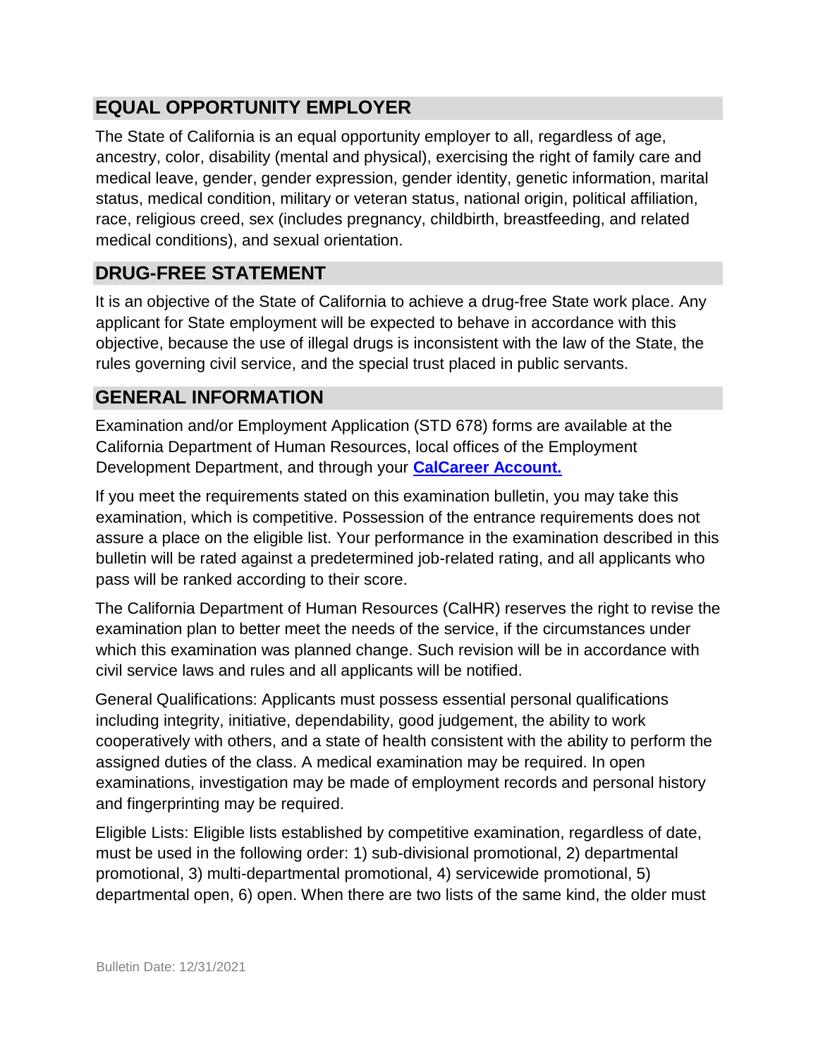## EQUAL OPPORTUNITY EMPLOYER

The State of California is an equal opportunity employer to all, regardless of age, ancestry, color, disability (mental and physical), exercising the right of family care and medical leave, gender, gender expression, gender identity, genetic information, marital status, medical condition, military or veteran status, national origin, political affiliation, race, religious creed, sex (includes pregnancy, childbirth, breastfeeding, and related medical conditions), and sexual orientation.

## DRUG-FREE STATEMENT

It is an objective of the State of California to achieve a drug-free State work place. Any applicant for State employment will be expected to behave in accordance with this objective, because the use of illegal drugs is inconsistent with the law of the State, the rules governing civil service, and the special trust placed in public servants.

## GENERAL INFORMATION

Examination and/or Employment Application (STD 678) forms are available at the California Department of Human Resources, local offices of the Employment Development Department, and through your **CalCareer Account.**

If you meet the requirements stated on this examination bulletin, you may take this examination, which is competitive. Possession of the entrance requirements does not assure a place on the eligible list. Your performance in the examination described in this bulletin will be rated against a predetermined job-related rating, and all applicants who pass will be ranked according to their score.

The California Department of Human Resources (CalHR) reserves the right to revise the examination plan to better meet the needs of the service, if the circumstances under which this examination was planned change. Such revision will be in accordance with civil service laws and rules and all applicants will be notified.

General Qualifications: Applicants must possess essential personal qualifications including integrity, initiative, dependability, good judgement, the ability to work cooperatively with others, and a state of health consistent with the ability to perform the assigned duties of the class. A medical examination may be required. In open examinations, investigation may be made of employment records and personal history and fingerprinting may be required.

Eligible Lists: Eligible lists established by competitive examination, regardless of date, must be used in the following order: 1) sub-divisional promotional, 2) departmental promotional, 3) multi-departmental promotional, 4) servicewide promotional, 5) departmental open, 6) open. When there are two lists of the same kind, the older must

Bulletin Date: 12/31/2021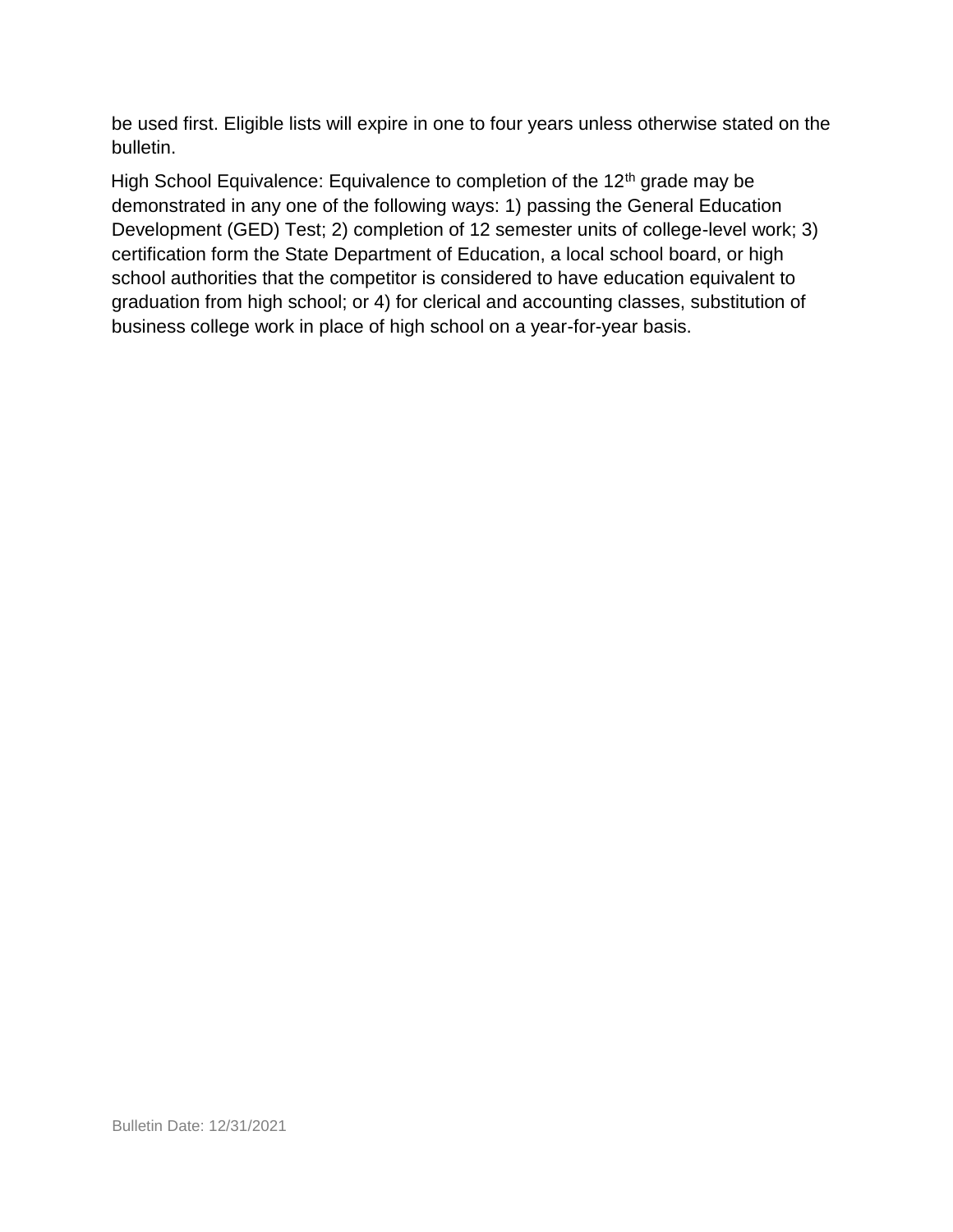be used first. Eligible lists will expire in one to four years unless otherwise stated on the bulletin.

High School Equivalence: Equivalence to completion of the 12th grade may be demonstrated in any one of the following ways: 1) passing the General Education Development (GED) Test; 2) completion of 12 semester units of college-level work; 3) certification form the State Department of Education, a local school board, or high school authorities that the competitor is considered to have education equivalent to graduation from high school; or 4) for clerical and accounting classes, substitution of business college work in place of high school on a year-for-year basis.